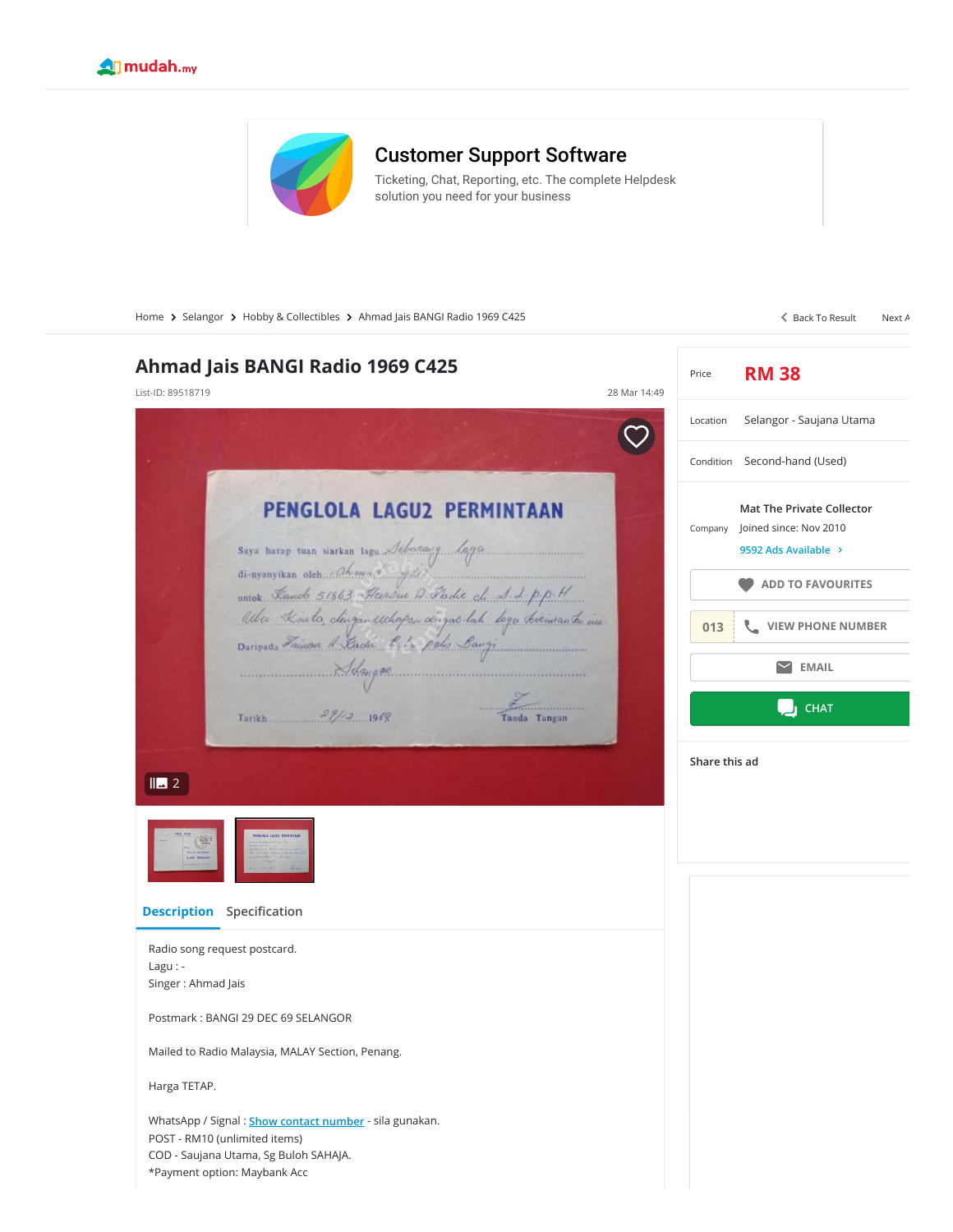mudah.my

## Customer Support Software

Ticketing, Chat, Reporting, etc. The complete Helpdesk solution you need for your business

Home > Selangor > Hobby & Collectibles > Ahmad Jais BANGI Radio 1969 C425

Back To Result    Next

# Ahmad Jais BANGI Radio 1969 C425

List-ID: 89518719

28 Mar 14:49

2

| | |
|---|---|
| Price | RM 38 |
| Location | Selangor - Saujana Utama |
| Condition | Second-hand (Used) |
| Company | Mat The Private Collector<br>Joined since: Nov 2010<br>9592 Ads Available |

ADD TO FAVOURITES

013 VIEW PHONE NUMBER

EMAIL

CHAT

Share this ad

**Description** Specification

Radio song request postcard.
Lagu : -
Singer : Ahmad Jais

Postmark : BANGI 29 DEC 69 SELANGOR

Mailed to Radio Malaysia, MALAY Section, Penang.

Harga TETAP.

WhatsApp / Signal : Show contact number - sila gunakan.
POST - RM10 (unlimited items)
COD - Saujana Utama, Sg Buloh SAHAJA.
*Payment option: Maybank Acc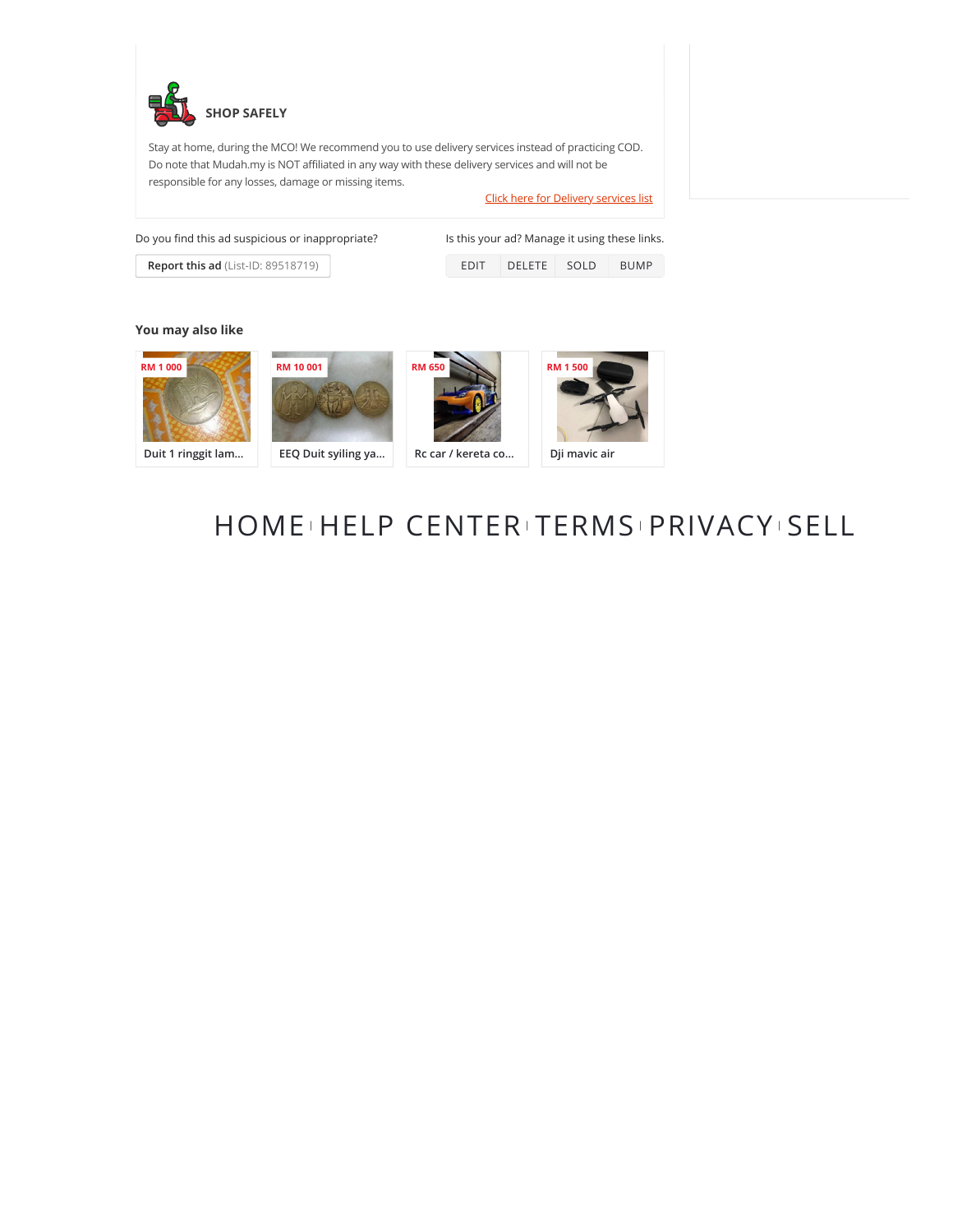**SHOP SAFELY**

Stay at home, during the MCO! We recommend you to use delivery services instead of practicing COD. Do note that Mudah.my is NOT affiliated in any way with these delivery services and will not be responsible for any losses, damage or missing items.

Click here for Delivery services list

Do you find this ad suspicious or inappropriate?

**Report this ad** (List-ID: 89518719)

Is this your ad? Manage it using these links.

EDIT | DELETE | SOLD | BUMP

### You may also like

- RM 1 000 — Duit 1 ringgit lam...
- RM 10 001 — EEQ Duit syiling ya...
- RM 650 — Rc car / kereta co...
- RM 1 500 — Dji mavic air

HOME | HELP CENTER | TERMS | PRIVACY | SELL